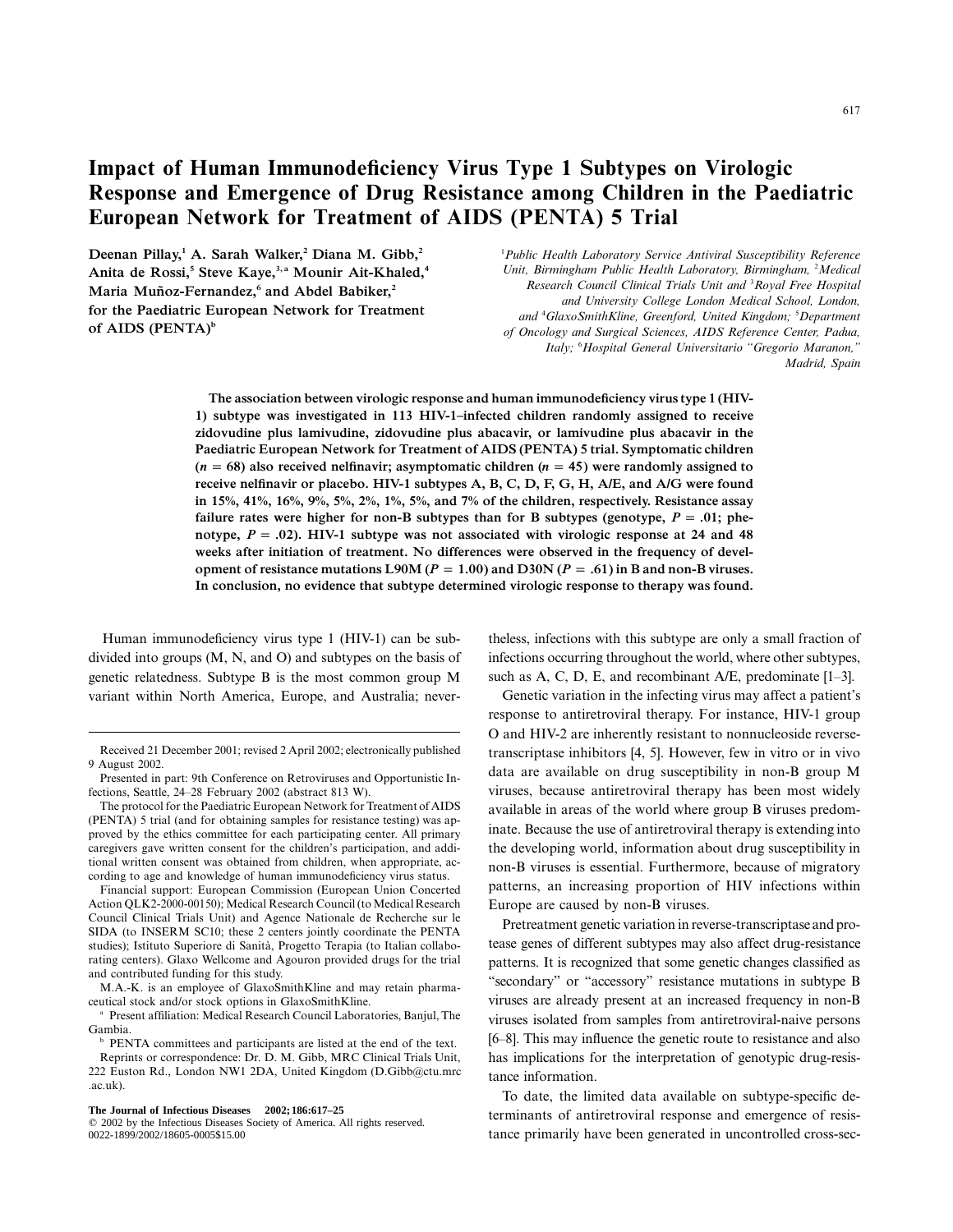# Impact of Human Immunodeficiency Virus Type 1 Subtypes on Virologic Response and Emergence of Drug Resistance among Children in the Paediatric European Network for Treatment of AIDS (PENTA) 5 Trial

**Deenan Pillay,[1] A. Sarah Walker,[2] Diana M. Gibb,[2] Anita de Rossi,[5] Steve Kaye,[3,a] Mounir Ait-Khaled,[4] Maria Muñoz-Fernandez,[6] and Abdel Babiker,[2] for the Paediatric European Network for Treatment of AIDS (PENTA)[b]**

[1]*Public Health Laboratory Service Antiviral Susceptibility Reference Unit, Birmingham Public Health Laboratory, Birmingham,* [2]*Medical Research Council Clinical Trials Unit and* [3]*Royal Free Hospital and University College London Medical School, London, and* [4]*GlaxoSmithKline, Greenford, United Kingdom;* [5]*Department of Oncology and Surgical Sciences, AIDS Reference Center, Padua, Italy;* [6]*Hospital General Universitario "Gregorio Maranon," Madrid, Spain*

**The association between virologic response and human immunodeficiency virus type 1 (HIV-1) subtype was investigated in 113 HIV-1–infected children randomly assigned to receive zidovudine plus lamivudine, zidovudine plus abacavir, or lamivudine plus abacavir in the Paediatric European Network for Treatment of AIDS (PENTA) 5 trial. Symptomatic children ($n = 68$) also received nelfinavir; asymptomatic children ($n = 45$) were randomly assigned to receive nelfinavir or placebo. HIV-1 subtypes A, B, C, D, F, G, H, A/E, and A/G were found in 15%, 41%, 16%, 9%, 5%, 2%, 1%, 5%, and 7% of the children, respectively. Resistance assay failure rates were higher for non-B subtypes than for B subtypes (genotype, $P = .01$; phenotype, $P = .02$). HIV-1 subtype was not associated with virologic response at 24 and 48 weeks after initiation of treatment. No differences were observed in the frequency of development of resistance mutations L90M ($P = 1.00$) and D30N ($P = .61$) in B and non-B viruses. In conclusion, no evidence that subtype determined virologic response to therapy was found.**

Human immunodeficiency virus type 1 (HIV-1) can be subdivided into groups (M, N, and O) and subtypes on the basis of genetic relatedness. Subtype B is the most common group M variant within North America, Europe, and Australia; nevertheless, infections with this subtype are only a small fraction of infections occurring throughout the world, where other subtypes, such as A, C, D, E, and recombinant A/E, predominate [1–3].

Genetic variation in the infecting virus may affect a patient's response to antiretroviral therapy. For instance, HIV-1 group O and HIV-2 are inherently resistant to nonnucleoside reverse-transcriptase inhibitors [4, 5]. However, few in vitro or in vivo data are available on drug susceptibility in non-B group M viruses, because antiretroviral therapy has been most widely available in areas of the world where group B viruses predominate. Because the use of antiretroviral therapy is extending into the developing world, information about drug susceptibility in non-B viruses is essential. Furthermore, because of migratory patterns, an increasing proportion of HIV infections within Europe are caused by non-B viruses.

Pretreatment genetic variation in reverse-transcriptase and protease genes of different subtypes may also affect drug-resistance patterns. It is recognized that some genetic changes classified as "secondary" or "accessory" resistance mutations in subtype B viruses are already present at an increased frequency in non-B viruses isolated from samples from antiretroviral-naive persons [6–8]. This may influence the genetic route to resistance and also has implications for the interpretation of genotypic drug-resistance information.

To date, the limited data available on subtype-specific determinants of antiretroviral response and emergence of resistance primarily have been generated in uncontrolled cross-sec-

---

Received 21 December 2001; revised 2 April 2002; electronically published 9 August 2002.

Presented in part: 9th Conference on Retroviruses and Opportunistic Infections, Seattle, 24–28 February 2002 (abstract 813 W).

The protocol for the Paediatric European Network for Treatment of AIDS (PENTA) 5 trial (and for obtaining samples for resistance testing) was approved by the ethics committee for each participating center. All primary caregivers gave written consent for the children's participation, and additional written consent was obtained from children, when appropriate, according to age and knowledge of human immunodeficiency virus status.

Financial support: European Commission (European Union Concerted Action QLK2-2000-00150); Medical Research Council (to Medical Research Council Clinical Trials Unit) and Agence Nationale de Recherche sur le SIDA (to INSERM SC10; these 2 centers jointly coordinate the PENTA studies); Istituto Superiore di Sanità, Progetto Terapia (to Italian collaborating centers). Glaxo Wellcome and Agouron provided drugs for the trial and contributed funding for this study.

M.A.-K. is an employee of GlaxoSmithKline and may retain pharmaceutical stock and/or stock options in GlaxoSmithKline.

[a] Present affiliation: Medical Research Council Laboratories, Banjul, The Gambia.

[b] PENTA committees and participants are listed at the end of the text.

Reprints or correspondence: Dr. D. M. Gibb, MRC Clinical Trials Unit, 222 Euston Rd., London NW1 2DA, United Kingdom (D.Gibb@ctu.mrc.ac.uk).

© 2002 by the Infectious Diseases Society of America. All rights reserved. 0022-1899/2002/18605-0005$15.00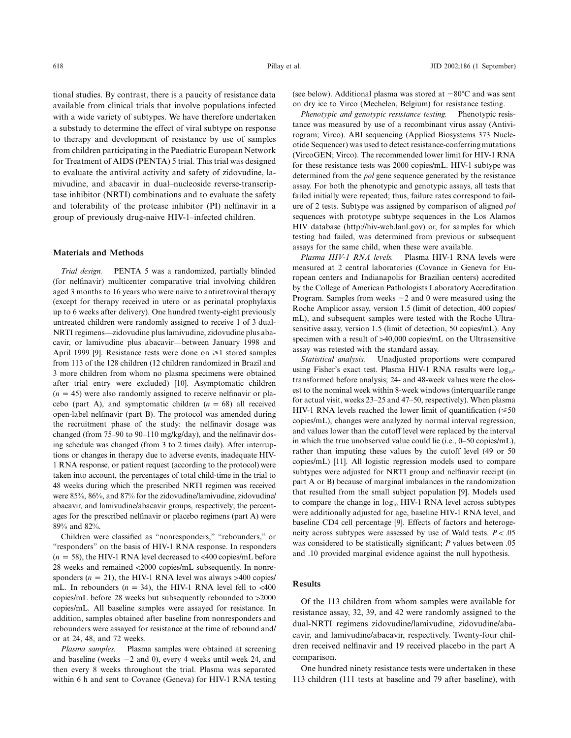tional studies. By contrast, there is a paucity of resistance data available from clinical trials that involve populations infected with a wide variety of subtypes. We have therefore undertaken a substudy to determine the effect of viral subtype on response to therapy and development of resistance by use of samples from children participating in the Paediatric European Network for Treatment of AIDS (PENTA) 5 trial. This trial was designed to evaluate the antiviral activity and safety of zidovudine, lamivudine, and abacavir in dual–nucleoside reverse-transcriptase inhibitor (NRTI) combinations and to evaluate the safety and tolerability of the protease inhibitor (PI) nelfinavir in a group of previously drug-naive HIV-1–infected children.

## Materials and Methods

*Trial design.* PENTA 5 was a randomized, partially blinded (for nelfinavir) multicenter comparative trial involving children aged 3 months to 16 years who were naive to antiretroviral therapy (except for therapy received in utero or as perinatal prophylaxis up to 6 weeks after delivery). One hundred twenty-eight previously untreated children were randomly assigned to receive 1 of 3 dual-NRTI regimens—zidovudine plus lamivudine, zidovudine plus abacavir, or lamivudine plus abacavir—between January 1998 and April 1999 [9]. Resistance tests were done on ⩾1 stored samples from 113 of the 128 children (12 children randomized in Brazil and 3 more children from whom no plasma specimens were obtained after trial entry were excluded) [10]. Asymptomatic children ($n = 45$) were also randomly assigned to receive nelfinavir or placebo (part A), and symptomatic children ($n = 68$) all received open-label nelfinavir (part B). The protocol was amended during the recruitment phase of the study: the nelfinavir dosage was changed (from 75–90 to 90–110 mg/kg/day), and the nelfinavir dosing schedule was changed (from 3 to 2 times daily). After interruptions or changes in therapy due to adverse events, inadequate HIV-1 RNA response, or patient request (according to the protocol) were taken into account, the percentages of total child-time in the trial to 48 weeks during which the prescribed NRTI regimen was received were 85%, 86%, and 87% for the zidovudine/lamivudine, zidovudine/abacavir, and lamivudine/abacavir groups, respectively; the percentages for the prescribed nelfinavir or placebo regimens (part A) were 89% and 82%.

Children were classified as "nonresponders," "rebounders," or "responders" on the basis of HIV-1 RNA response. In responders ($n = 58$), the HIV-1 RNA level decreased to <400 copies/mL before 28 weeks and remained <2000 copies/mL subsequently. In nonresponders ($n = 21$), the HIV-1 RNA level was always >400 copies/mL. In rebounders ($n = 34$), the HIV-1 RNA level fell to <400 copies/mL before 28 weeks but subsequently rebounded to >2000 copies/mL. All baseline samples were assayed for resistance. In addition, samples obtained after baseline from nonresponders and rebounders were assayed for resistance at the time of rebound and/or at 24, 48, and 72 weeks.

*Plasma samples.* Plasma samples were obtained at screening and baseline (weeks −2 and 0), every 4 weeks until week 24, and then every 8 weeks throughout the trial. Plasma was separated within 6 h and sent to Covance (Geneva) for HIV-1 RNA testing (see below). Additional plasma was stored at −80°C and was sent on dry ice to Virco (Mechelen, Belgium) for resistance testing.

*Phenotypic and genotypic resistance testing.* Phenotypic resistance was measured by use of a recombinant virus assay (Antivirogram; Virco). ABI sequencing (Applied Biosystems 373 Nucleotide Sequencer) was used to detect resistance-conferring mutations (VircoGEN; Virco). The recommended lower limit for HIV-1 RNA for these resistance tests was 2000 copies/mL. HIV-1 subtype was determined from the *pol* gene sequence generated by the resistance assay. For both the phenotypic and genotypic assays, all tests that failed initially were repeated; thus, failure rates correspond to failure of 2 tests. Subtype was assigned by comparison of aligned *pol* sequences with prototype subtype sequences in the Los Alamos HIV database (http://hiv-web.lanl.gov) or, for samples for which testing had failed, was determined from previous or subsequent assays for the same child, when these were available.

*Plasma HIV-1 RNA levels.* Plasma HIV-1 RNA levels were measured at 2 central laboratories (Covance in Geneva for European centers and Indianapolis for Brazilian centers) accredited by the College of American Pathologists Laboratory Accreditation Program. Samples from weeks −2 and 0 were measured using the Roche Amplicor assay, version 1.5 (limit of detection, 400 copies/mL), and subsequent samples were tested with the Roche Ultrasensitive assay, version 1.5 (limit of detection, 50 copies/mL). Any specimen with a result of >40,000 copies/mL on the Ultrasensitive assay was retested with the standard assay.

*Statistical analysis.* Unadjusted proportions were compared using Fisher's exact test. Plasma HIV-1 RNA results were $\log_{10}$-transformed before analysis; 24- and 48-week values were the closest to the nominal week within 8-week windows (interquartile range for actual visit, weeks 23–25 and 47–50, respectively). When plasma HIV-1 RNA levels reached the lower limit of quantification (⩽50 copies/mL), changes were analyzed by normal interval regression, and values lower than the cutoff level were replaced by the interval in which the true unobserved value could lie (i.e., 0–50 copies/mL), rather than imputing these values by the cutoff level (49 or 50 copies/mL) [11]. All logistic regression models used to compare subtypes were adjusted for NRTI group and nelfinavir receipt (in part A or B) because of marginal imbalances in the randomization that resulted from the small subject population [9]. Models used to compare the change in $\log_{10}$ HIV-1 RNA level across subtypes were additionally adjusted for age, baseline HIV-1 RNA level, and baseline CD4 cell percentage [9]. Effects of factors and heterogeneity across subtypes were assessed by use of Wald tests. $P < .05$ was considered to be statistically significant; $P$ values between .05 and .10 provided marginal evidence against the null hypothesis.

## Results

Of the 113 children from whom samples were available for resistance assay, 32, 39, and 42 were randomly assigned to the dual-NRTI regimens zidovudine/lamivudine, zidovudine/abacavir, and lamivudine/abacavir, respectively. Twenty-four children received nelfinavir and 19 received placebo in the part A comparison.

One hundred ninety resistance tests were undertaken in these 113 children (111 tests at baseline and 79 after baseline), with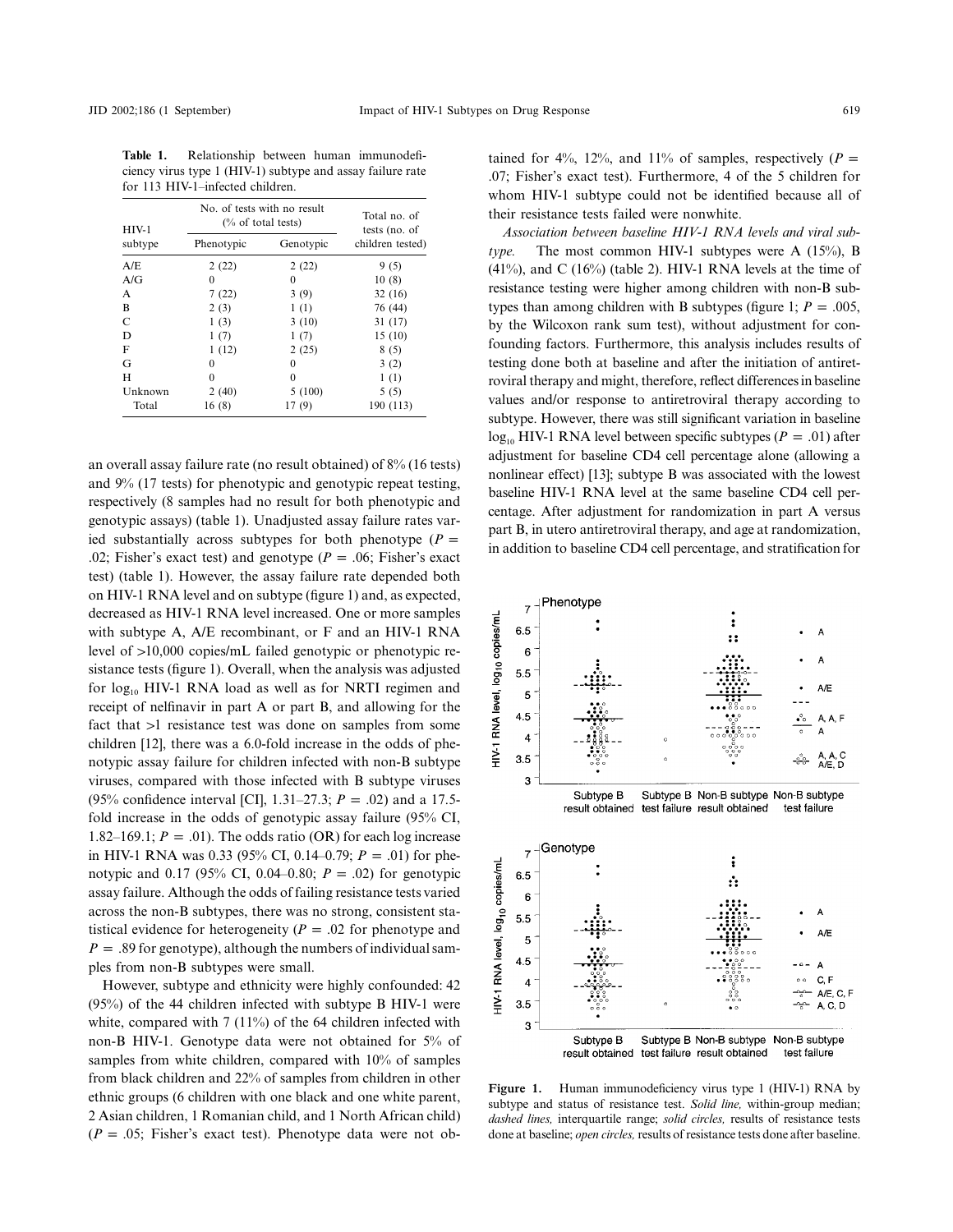**Table 1.** Relationship between human immunodeficiency virus type 1 (HIV-1) subtype and assay failure rate for 113 HIV-1–infected children.

| HIV-1 subtype | No. of tests with no result (% of total tests) | | Total no. of tests (no. of children tested) |
|---|---|---|---|
| | Phenotypic | Genotypic | |
| A/E | 2 (22) | 2 (22) | 9 (5) |
| A/G | 0 | 0 | 10 (8) |
| A | 7 (22) | 3 (9) | 32 (16) |
| B | 2 (3) | 1 (1) | 76 (44) |
| C | 1 (3) | 3 (10) | 31 (17) |
| D | 1 (7) | 1 (7) | 15 (10) |
| F | 1 (12) | 2 (25) | 8 (5) |
| G | 0 | 0 | 3 (2) |
| H | 0 | 0 | 1 (1) |
| Unknown | 2 (40) | 5 (100) | 5 (5) |
| Total | 16 (8) | 17 (9) | 190 (113) |

an overall assay failure rate (no result obtained) of 8% (16 tests) and 9% (17 tests) for phenotypic and genotypic repeat testing, respectively (8 samples had no result for both phenotypic and genotypic assays) (table 1). Unadjusted assay failure rates varied substantially across subtypes for both phenotype ($P = .02$; Fisher's exact test) and genotype ($P = .06$; Fisher's exact test) (table 1). However, the assay failure rate depended both on HIV-1 RNA level and on subtype (figure 1) and, as expected, decreased as HIV-1 RNA level increased. One or more samples with subtype A, A/E recombinant, or F and an HIV-1 RNA level of >10,000 copies/mL failed genotypic or phenotypic resistance tests (figure 1). Overall, when the analysis was adjusted for $\log_{10}$ HIV-1 RNA load as well as for NRTI regimen and receipt of nelfinavir in part A or part B, and allowing for the fact that >1 resistance test was done on samples from some children [12], there was a 6.0-fold increase in the odds of phenotypic assay failure for children infected with non-B subtype viruses, compared with those infected with B subtype viruses (95% confidence interval [CI], 1.31–27.3; $P = .02$) and a 17.5-fold increase in the odds of genotypic assay failure (95% CI, 1.82–169.1; $P = .01$). The odds ratio (OR) for each log increase in HIV-1 RNA was 0.33 (95% CI, 0.14–0.79; $P = .01$) for phenotypic and 0.17 (95% CI, 0.04–0.80; $P = .02$) for genotypic assay failure. Although the odds of failing resistance tests varied across the non-B subtypes, there was no strong, consistent statistical evidence for heterogeneity ($P = .02$ for phenotype and $P = .89$ for genotype), although the numbers of individual samples from non-B subtypes were small.

However, subtype and ethnicity were highly confounded: 42 (95%) of the 44 children infected with subtype B HIV-1 were white, compared with 7 (11%) of the 64 children infected with non-B HIV-1. Genotype data were not obtained for 5% of samples from white children, compared with 10% of samples from black children and 22% of samples from children in other ethnic groups (6 children with one black and one white parent, 2 Asian children, 1 Romanian child, and 1 North African child) ($P = .05$; Fisher's exact test). Phenotype data were not obtained for 4%, 12%, and 11% of samples, respectively ($P = .07$; Fisher's exact test). Furthermore, 4 of the 5 children for whom HIV-1 subtype could not be identified because all of their resistance tests failed were nonwhite.

*Association between baseline HIV-1 RNA levels and viral subtype.* The most common HIV-1 subtypes were A (15%), B (41%), and C (16%) (table 2). HIV-1 RNA levels at the time of resistance testing were higher among children with non-B subtypes than among children with B subtypes (figure 1; $P = .005$, by the Wilcoxon rank sum test), without adjustment for confounding factors. Furthermore, this analysis includes results of testing done both at baseline and after the initiation of antiretroviral therapy and might, therefore, reflect differences in baseline values and/or response to antiretroviral therapy according to subtype. However, there was still significant variation in baseline $\log_{10}$ HIV-1 RNA level between specific subtypes ($P = .01$) after adjustment for baseline CD4 cell percentage alone (allowing a nonlinear effect) [13]; subtype B was associated with the lowest baseline HIV-1 RNA level at the same baseline CD4 cell percentage. After adjustment for randomization in part A versus part B, in utero antiretroviral therapy, and age at randomization, in addition to baseline CD4 cell percentage, and stratification for

**Figure 1.** Human immunodeficiency virus type 1 (HIV-1) RNA by subtype and status of resistance test. *Solid line,* within-group median; *dashed lines,* interquartile range; *solid circles,* results of resistance tests done at baseline; *open circles,* results of resistance tests done after baseline.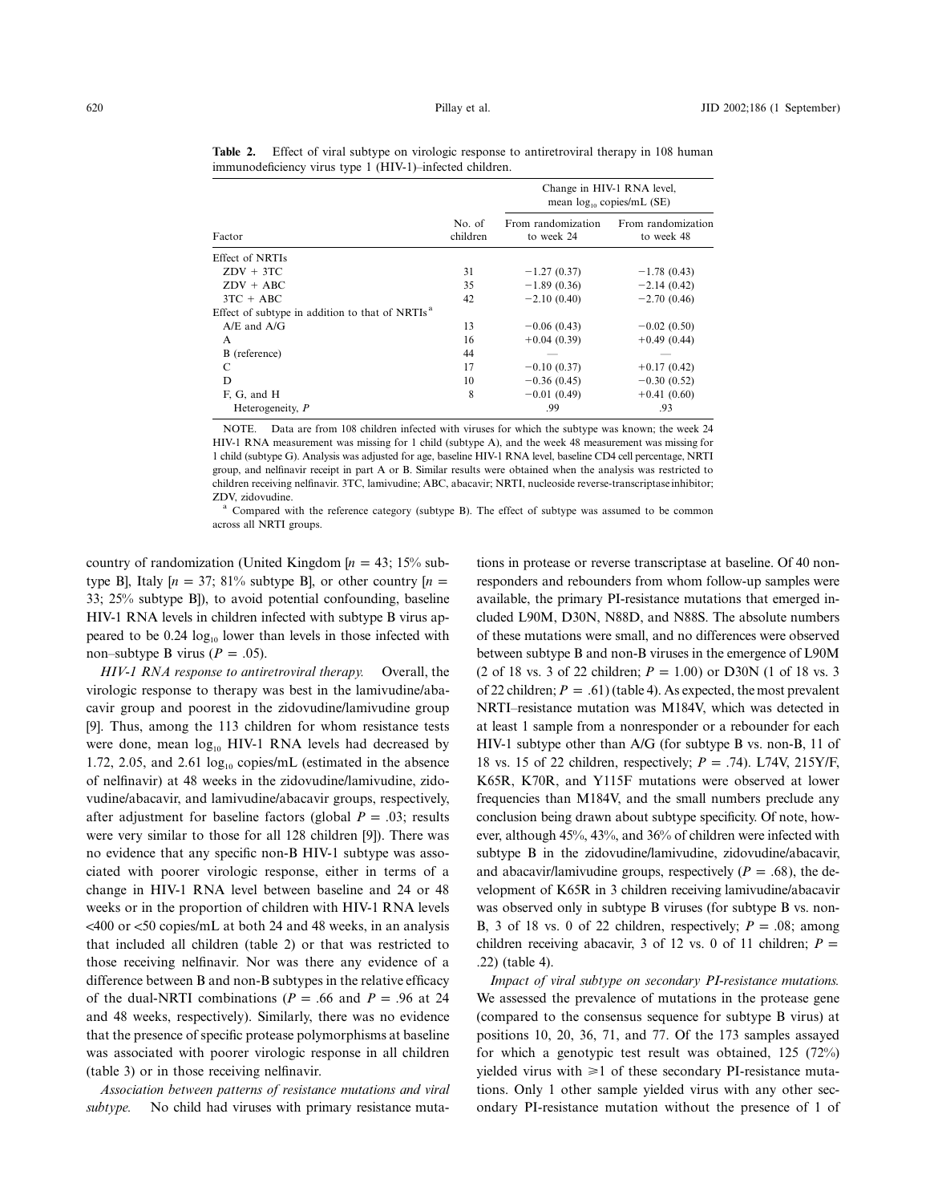**Table 2.** Effect of viral subtype on virologic response to antiretroviral therapy in 108 human immunodeficiency virus type 1 (HIV-1)–infected children.

| Factor | No. of children | Change in HIV-1 RNA level, mean $\log_{10}$ copies/mL (SE) From randomization to week 24 | From randomization to week 48 |
|---|---|---|---|
| Effect of NRTIs | | | |
| ZDV + 3TC | 31 | −1.27 (0.37) | −1.78 (0.43) |
| ZDV + ABC | 35 | −1.89 (0.36) | −2.14 (0.42) |
| 3TC + ABC | 42 | −2.10 (0.40) | −2.70 (0.46) |
| Effect of subtype in addition to that of NRTIs[a] | | | |
| A/E and A/G | 13 | −0.06 (0.43) | −0.02 (0.50) |
| A | 16 | +0.04 (0.39) | +0.49 (0.44) |
| B (reference) | 44 | — | — |
| C | 17 | −0.10 (0.37) | +0.17 (0.42) |
| D | 10 | −0.36 (0.45) | −0.30 (0.52) |
| F, G, and H | 8 | −0.01 (0.49) | +0.41 (0.60) |
| Heterogeneity, *P* | | .99 | .93 |

NOTE. Data are from 108 children infected with viruses for which the subtype was known; the week 24 HIV-1 RNA measurement was missing for 1 child (subtype A), and the week 48 measurement was missing for 1 child (subtype G). Analysis was adjusted for age, baseline HIV-1 RNA level, baseline CD4 cell percentage, NRTI group, and nelfinavir receipt in part A or B. Similar results were obtained when the analysis was restricted to children receiving nelfinavir. 3TC, lamivudine; ABC, abacavir; NRTI, nucleoside reverse-transcriptase inhibitor; ZDV, zidovudine.

[a] Compared with the reference category (subtype B). The effect of subtype was assumed to be common across all NRTI groups.

country of randomization (United Kingdom [$n = 43$; 15% subtype B], Italy [$n = 37$; 81% subtype B], or other country [$n = 33$; 25% subtype B]), to avoid potential confounding, baseline HIV-1 RNA levels in children infected with subtype B virus appeared to be 0.24 $\log_{10}$ lower than levels in those infected with non–subtype B virus ($P = .05$).

*HIV-1 RNA response to antiretroviral therapy.* Overall, the virologic response to therapy was best in the lamivudine/abacavir group and poorest in the zidovudine/lamivudine group [9]. Thus, among the 113 children for whom resistance tests were done, mean $\log_{10}$ HIV-1 RNA levels had decreased by 1.72, 2.05, and 2.61 $\log_{10}$ copies/mL (estimated in the absence of nelfinavir) at 48 weeks in the zidovudine/lamivudine, zidovudine/abacavir, and lamivudine/abacavir groups, respectively, after adjustment for baseline factors (global $P = .03$; results were very similar to those for all 128 children [9]). There was no evidence that any specific non-B HIV-1 subtype was associated with poorer virologic response, either in terms of a change in HIV-1 RNA level between baseline and 24 or 48 weeks or in the proportion of children with HIV-1 RNA levels <400 or <50 copies/mL at both 24 and 48 weeks, in an analysis that included all children (table 2) or that was restricted to those receiving nelfinavir. Nor was there any evidence of a difference between B and non-B subtypes in the relative efficacy of the dual-NRTI combinations ($P = .66$ and $P = .96$ at 24 and 48 weeks, respectively). Similarly, there was no evidence that the presence of specific protease polymorphisms at baseline was associated with poorer virologic response in all children (table 3) or in those receiving nelfinavir.

*Association between patterns of resistance mutations and viral subtype.* No child had viruses with primary resistance mutations in protease or reverse transcriptase at baseline. Of 40 nonresponders and rebounders from whom follow-up samples were available, the primary PI-resistance mutations that emerged included L90M, D30N, N88D, and N88S. The absolute numbers of these mutations were small, and no differences were observed between subtype B and non-B viruses in the emergence of L90M (2 of 18 vs. 3 of 22 children; $P = 1.00$) or D30N (1 of 18 vs. 3 of 22 children; $P = .61$) (table 4). As expected, the most prevalent NRTI–resistance mutation was M184V, which was detected in at least 1 sample from a nonresponder or a rebounder for each HIV-1 subtype other than A/G (for subtype B vs. non-B, 11 of 18 vs. 15 of 22 children, respectively; $P = .74$). L74V, 215Y/F, K65R, K70R, and Y115F mutations were observed at lower frequencies than M184V, and the small numbers preclude any conclusion being drawn about subtype specificity. Of note, however, although 45%, 43%, and 36% of children were infected with subtype B in the zidovudine/lamivudine, zidovudine/abacavir, and abacavir/lamivudine groups, respectively ($P = .68$), the development of K65R in 3 children receiving lamivudine/abacavir was observed only in subtype B viruses (for subtype B vs. non-B, 3 of 18 vs. 0 of 22 children, respectively; $P = .08$; among children receiving abacavir, 3 of 12 vs. 0 of 11 children; $P = .22$) (table 4).

*Impact of viral subtype on secondary PI-resistance mutations.* We assessed the prevalence of mutations in the protease gene (compared to the consensus sequence for subtype B virus) at positions 10, 20, 36, 71, and 77. Of the 173 samples assayed for which a genotypic test result was obtained, 125 (72%) yielded virus with ⩾1 of these secondary PI-resistance mutations. Only 1 other sample yielded virus with any other secondary PI-resistance mutation without the presence of 1 of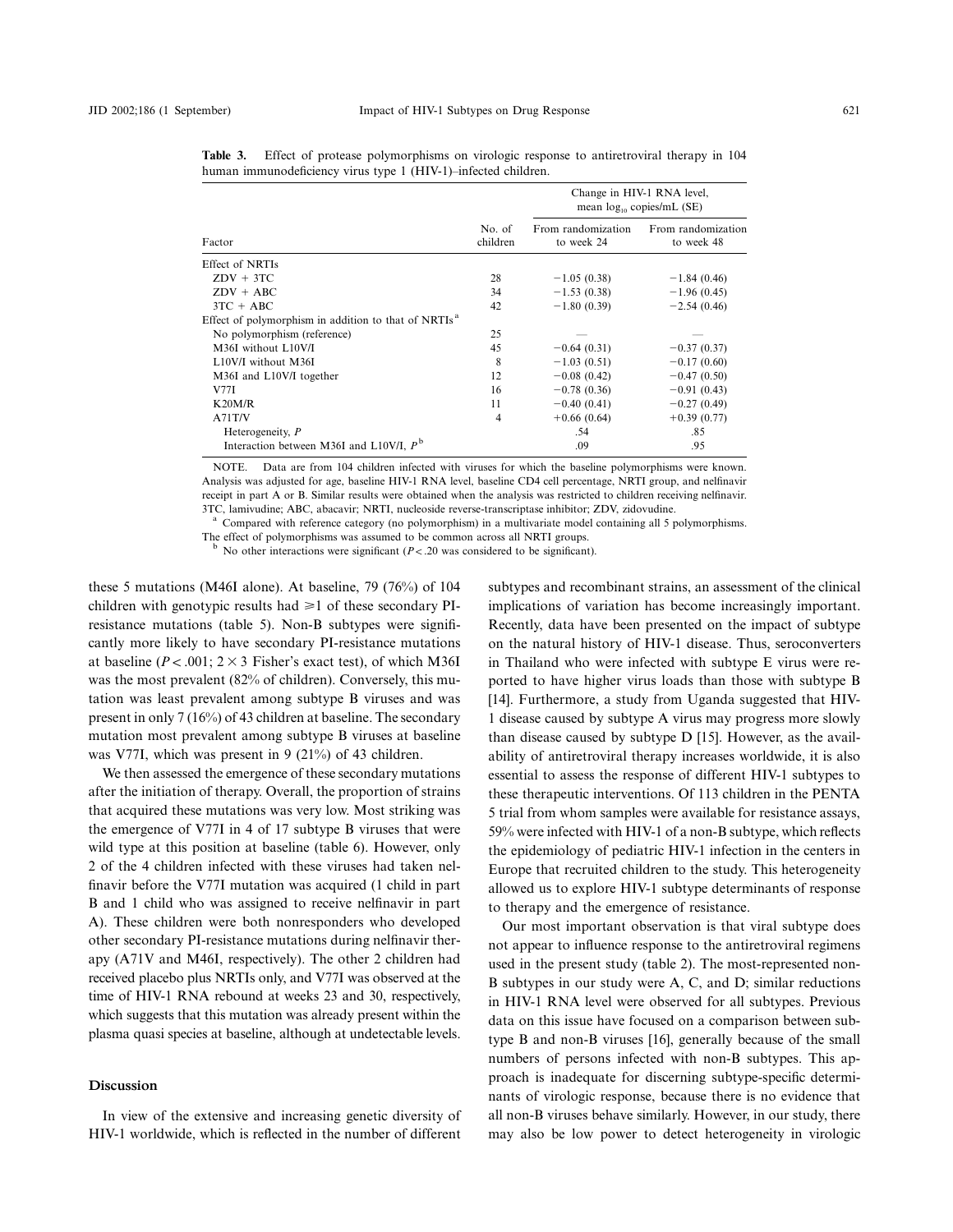**Table 3.** Effect of protease polymorphisms on virologic response to antiretroviral therapy in 104 human immunodeficiency virus type 1 (HIV-1)–infected children.

| Factor | No. of children | Change in HIV-1 RNA level, mean $\log_{10}$ copies/mL (SE) | |
|---|---|---|---|
| | | From randomization to week 24 | From randomization to week 48 |
| Effect of NRTIs | | | |
| ZDV + 3TC | 28 | −1.05 (0.38) | −1.84 (0.46) |
| ZDV + ABC | 34 | −1.53 (0.38) | −1.96 (0.45) |
| 3TC + ABC | 42 | −1.80 (0.39) | −2.54 (0.46) |
| Effect of polymorphism in addition to that of NRTIs[a] | | | |
| No polymorphism (reference) | 25 | — | — |
| M36I without L10V/I | 45 | −0.64 (0.31) | −0.37 (0.37) |
| L10V/I without M36I | 8 | −1.03 (0.51) | −0.17 (0.60) |
| M36I and L10V/I together | 12 | −0.08 (0.42) | −0.47 (0.50) |
| V77I | 16 | −0.78 (0.36) | −0.91 (0.43) |
| K20M/R | 11 | −0.40 (0.41) | −0.27 (0.49) |
| A71T/V | 4 | +0.66 (0.64) | +0.39 (0.77) |
| Heterogeneity, *P* | | .54 | .85 |
| Interaction between M36I and L10V/I, *P*[b] | | .09 | .95 |

NOTE. Data are from 104 children infected with viruses for which the baseline polymorphisms were known. Analysis was adjusted for age, baseline HIV-1 RNA level, baseline CD4 cell percentage, NRTI group, and nelfinavir receipt in part A or B. Similar results were obtained when the analysis was restricted to children receiving nelfinavir. 3TC, lamivudine; ABC, abacavir; NRTI, nucleoside reverse-transcriptase inhibitor; ZDV, zidovudine.

[a] Compared with reference category (no polymorphism) in a multivariate model containing all 5 polymorphisms. The effect of polymorphisms was assumed to be common across all NRTI groups.

[b] No other interactions were significant ($P < .20$ was considered to be significant).

these 5 mutations (M46I alone). At baseline, 79 (76%) of 104 children with genotypic results had ⩾1 of these secondary PI-resistance mutations (table 5). Non-B subtypes were significantly more likely to have secondary PI-resistance mutations at baseline ($P < .001$; $2 \times 3$ Fisher's exact test), of which M36I was the most prevalent (82% of children). Conversely, this mutation was least prevalent among subtype B viruses and was present in only 7 (16%) of 43 children at baseline. The secondary mutation most prevalent among subtype B viruses at baseline was V77I, which was present in 9 (21%) of 43 children.

We then assessed the emergence of these secondary mutations after the initiation of therapy. Overall, the proportion of strains that acquired these mutations was very low. Most striking was the emergence of V77I in 4 of 17 subtype B viruses that were wild type at this position at baseline (table 6). However, only 2 of the 4 children infected with these viruses had taken nelfinavir before the V77I mutation was acquired (1 child in part B and 1 child who was assigned to receive nelfinavir in part A). These children were both nonresponders who developed other secondary PI-resistance mutations during nelfinavir therapy (A71V and M46I, respectively). The other 2 children had received placebo plus NRTIs only, and V77I was observed at the time of HIV-1 RNA rebound at weeks 23 and 30, respectively, which suggests that this mutation was already present within the plasma quasi species at baseline, although at undetectable levels.

## Discussion

In view of the extensive and increasing genetic diversity of HIV-1 worldwide, which is reflected in the number of different subtypes and recombinant strains, an assessment of the clinical implications of variation has become increasingly important. Recently, data have been presented on the impact of subtype on the natural history of HIV-1 disease. Thus, seroconverters in Thailand who were infected with subtype E virus were reported to have higher virus loads than those with subtype B [14]. Furthermore, a study from Uganda suggested that HIV-1 disease caused by subtype A virus may progress more slowly than disease caused by subtype D [15]. However, as the availability of antiretroviral therapy increases worldwide, it is also essential to assess the response of different HIV-1 subtypes to these therapeutic interventions. Of 113 children in the PENTA 5 trial from whom samples were available for resistance assays, 59% were infected with HIV-1 of a non-B subtype, which reflects the epidemiology of pediatric HIV-1 infection in the centers in Europe that recruited children to the study. This heterogeneity allowed us to explore HIV-1 subtype determinants of response to therapy and the emergence of resistance.

Our most important observation is that viral subtype does not appear to influence response to the antiretroviral regimens used in the present study (table 2). The most-represented non-B subtypes in our study were A, C, and D; similar reductions in HIV-1 RNA level were observed for all subtypes. Previous data on this issue have focused on a comparison between subtype B and non-B viruses [16], generally because of the small numbers of persons infected with non-B subtypes. This approach is inadequate for discerning subtype-specific determinants of virologic response, because there is no evidence that all non-B viruses behave similarly. However, in our study, there may also be low power to detect heterogeneity in virologic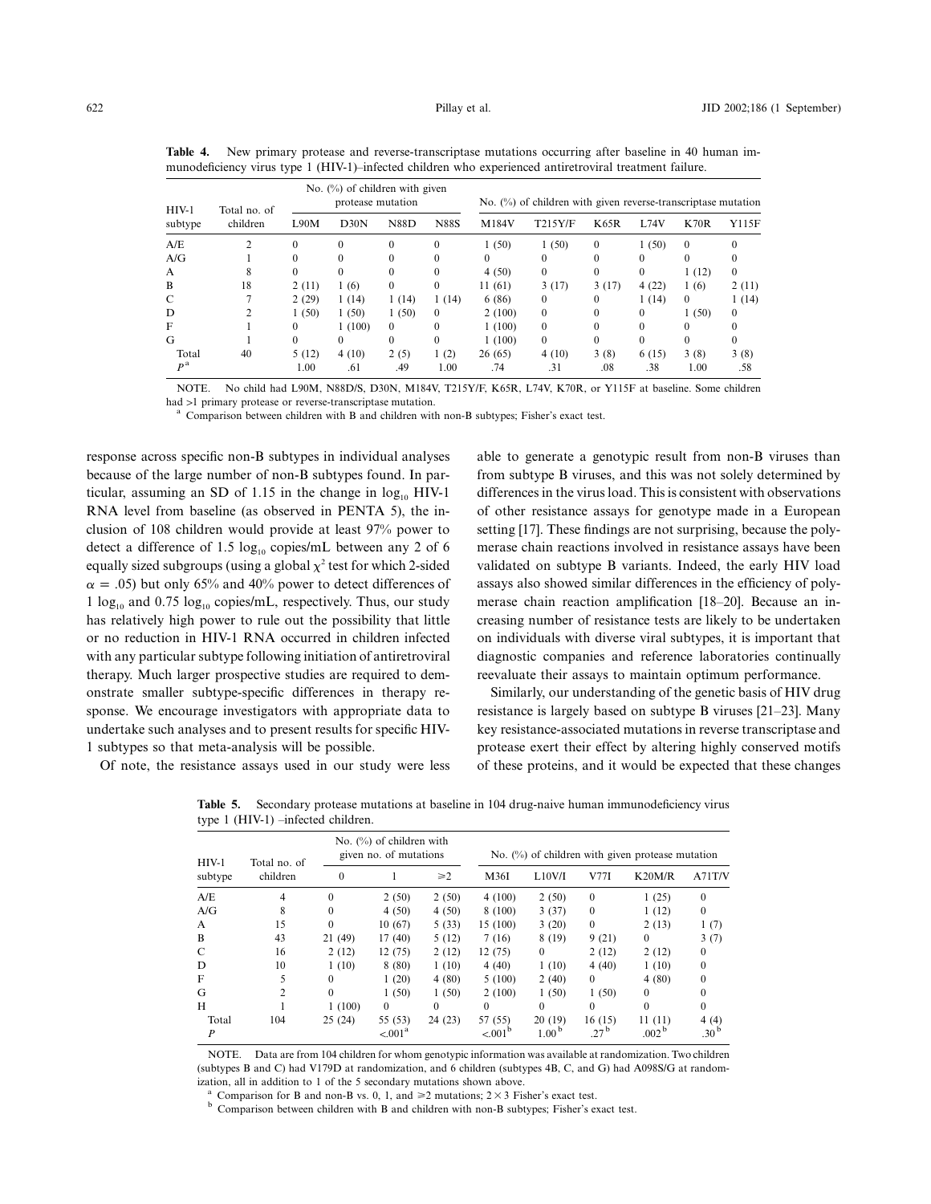**Table 4.** New primary protease and reverse-transcriptase mutations occurring after baseline in 40 human immunodeficiency virus type 1 (HIV-1)–infected children who experienced antiretroviral treatment failure.

| HIV-1 subtype | Total no. of children | No. (%) of children with given protease mutation | | | | No. (%) of children with given reverse-transcriptase mutation | | | | | |
|---|---|---|---|---|---|---|---|---|---|---|---|
| | | L90M | D30N | N88D | N88S | M184V | T215Y/F | K65R | L74V | K70R | Y115F |
| A/E | 2 | 0 | 0 | 0 | 0 | 1 (50) | 1 (50) | 0 | 1 (50) | 0 | 0 |
| A/G | 1 | 0 | 0 | 0 | 0 | 0 | 0 | 0 | 0 | 0 | 0 |
| A | 8 | 0 | 0 | 0 | 0 | 4 (50) | 0 | 0 | 0 | 1 (12) | 0 |
| B | 18 | 2 (11) | 1 (6) | 0 | 0 | 11 (61) | 3 (17) | 3 (17) | 4 (22) | 1 (6) | 2 (11) |
| C | 7 | 2 (29) | 1 (14) | 1 (14) | 1 (14) | 6 (86) | 0 | 0 | 1 (14) | 0 | 1 (14) |
| D | 2 | 1 (50) | 1 (50) | 1 (50) | 0 | 2 (100) | 0 | 0 | 0 | 1 (50) | 0 |
| F | 1 | 0 | 1 (100) | 0 | 0 | 1 (100) | 0 | 0 | 0 | 0 | 0 |
| G | 1 | 0 | 0 | 0 | 0 | 1 (100) | 0 | 0 | 0 | 0 | 0 |
| Total | 40 | 5 (12) | 4 (10) | 2 (5) | 1 (2) | 26 (65) | 4 (10) | 3 (8) | 6 (15) | 3 (8) | 3 (8) |
| $P$[a] | | 1.00 | .61 | .49 | 1.00 | .74 | .31 | .08 | .38 | 1.00 | .58 |

NOTE. No child had L90M, N88D/S, D30N, M184V, T215Y/F, K65R, L74V, K70R, or Y115F at baseline. Some children had >1 primary protease or reverse-transcriptase mutation.

[a] Comparison between children with B and children with non-B subtypes; Fisher's exact test.

response across specific non-B subtypes in individual analyses because of the large number of non-B subtypes found. In particular, assuming an SD of 1.15 in the change in $\log_{10}$ HIV-1 RNA level from baseline (as observed in PENTA 5), the inclusion of 108 children would provide at least 97% power to detect a difference of 1.5 $\log_{10}$ copies/mL between any 2 of 6 equally sized subgroups (using a global $\chi^2$ test for which 2-sided $\alpha = .05$) but only 65% and 40% power to detect differences of 1 $\log_{10}$ and 0.75 $\log_{10}$ copies/mL, respectively. Thus, our study has relatively high power to rule out the possibility that little or no reduction in HIV-1 RNA occurred in children infected with any particular subtype following initiation of antiretroviral therapy. Much larger prospective studies are required to demonstrate smaller subtype-specific differences in therapy response. We encourage investigators with appropriate data to undertake such analyses and to present results for specific HIV-1 subtypes so that meta-analysis will be possible.

Of note, the resistance assays used in our study were less able to generate a genotypic result from non-B viruses than from subtype B viruses, and this was not solely determined by differences in the virus load. This is consistent with observations of other resistance assays for genotype made in a European setting [17]. These findings are not surprising, because the polymerase chain reactions involved in resistance assays have been validated on subtype B variants. Indeed, the early HIV load assays also showed similar differences in the efficiency of polymerase chain reaction amplification [18–20]. Because an increasing number of resistance tests are likely to be undertaken on individuals with diverse viral subtypes, it is important that diagnostic companies and reference laboratories continually reevaluate their assays to maintain optimum performance.

Similarly, our understanding of the genetic basis of HIV drug resistance is largely based on subtype B viruses [21–23]. Many key resistance-associated mutations in reverse transcriptase and protease exert their effect by altering highly conserved motifs of these proteins, and it would be expected that these changes

**Table 5.** Secondary protease mutations at baseline in 104 drug-naive human immunodeficiency virus type 1 (HIV-1) –infected children.

| HIV-1 subtype | Total no. of children | No. (%) of children with given no. of mutations | | | No. (%) of children with given protease mutation | | | | |
|---|---|---|---|---|---|---|---|---|---|
| | | 0 | 1 | ⩾2 | M36I | L10V/I | V77I | K20M/R | A71T/V |
| A/E | 4 | 0 | 2 (50) | 2 (50) | 4 (100) | 2 (50) | 0 | 1 (25) | 0 |
| A/G | 8 | 0 | 4 (50) | 4 (50) | 8 (100) | 3 (37) | 0 | 1 (12) | 0 |
| A | 15 | 0 | 10 (67) | 5 (33) | 15 (100) | 3 (20) | 0 | 2 (13) | 1 (7) |
| B | 43 | 21 (49) | 17 (40) | 5 (12) | 7 (16) | 8 (19) | 9 (21) | 0 | 3 (7) |
| C | 16 | 2 (12) | 12 (75) | 2 (12) | 12 (75) | 0 | 2 (12) | 2 (12) | 0 |
| D | 10 | 1 (10) | 8 (80) | 1 (10) | 4 (40) | 1 (10) | 4 (40) | 1 (10) | 0 |
| F | 5 | 0 | 1 (20) | 4 (80) | 5 (100) | 2 (40) | 0 | 4 (80) | 0 |
| G | 2 | 0 | 1 (50) | 1 (50) | 2 (100) | 1 (50) | 1 (50) | 0 | 0 |
| H | 1 | 1 (100) | 0 | 0 | 0 | 0 | 0 | 0 | 0 |
| Total | 104 | 25 (24) | 55 (53) | 24 (23) | 57 (55) | 20 (19) | 16 (15) | 11 (11) | 4 (4) |
| $P$ | | | <.001[a] | | <.001[b] | 1.00[b] | .27[b] | .002[b] | .30[b] |

NOTE. Data are from 104 children for whom genotypic information was available at randomization. Two children (subtypes B and C) had V179D at randomization, and 6 children (subtypes 4B, C, and G) had A098S/G at randomization, all in addition to 1 of the 5 secondary mutations shown above.

[a] Comparison for B and non-B vs. 0, 1, and ⩾2 mutations; 2 × 3 Fisher's exact test.

[b] Comparison between children with B and children with non-B subtypes; Fisher's exact test.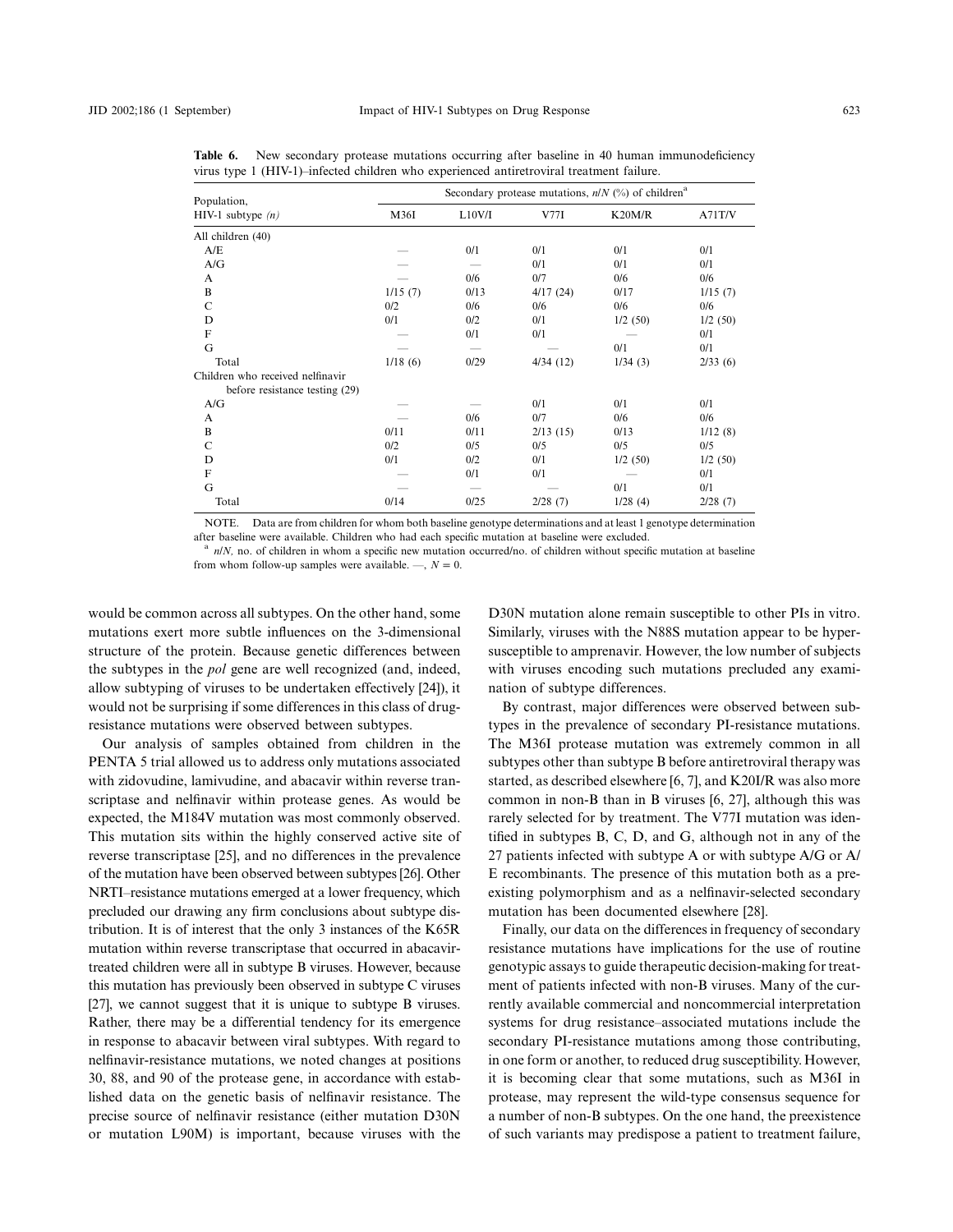**Table 6.** New secondary protease mutations occurring after baseline in 40 human immunodeficiency virus type 1 (HIV-1)–infected children who experienced antiretroviral treatment failure.

| Population, HIV-1 subtype *(n)* | Secondary protease mutations, *n/N* (%) of children[a] | | | | |
|---|---|---|---|---|---|
| | M36I | L10V/I | V77I | K20M/R | A71T/V |
| All children (40) | | | | | |
| A/E | — | 0/1 | 0/1 | 0/1 | 0/1 |
| A/G | — | — | 0/1 | 0/1 | 0/1 |
| A | — | 0/6 | 0/7 | 0/6 | 0/6 |
| B | 1/15 (7) | 0/13 | 4/17 (24) | 0/17 | 1/15 (7) |
| C | 0/2 | 0/6 | 0/6 | 0/6 | 0/6 |
| D | 0/1 | 0/2 | 0/1 | 1/2 (50) | 1/2 (50) |
| F | — | 0/1 | 0/1 | — | 0/1 |
| G | — | — | — | 0/1 | 0/1 |
| Total | 1/18 (6) | 0/29 | 4/34 (12) | 1/34 (3) | 2/33 (6) |
| Children who received nelfinavir before resistance testing (29) | | | | | |
| A/G | — | — | 0/1 | 0/1 | 0/1 |
| A | — | 0/6 | 0/7 | 0/6 | 0/6 |
| B | 0/11 | 0/11 | 2/13 (15) | 0/13 | 1/12 (8) |
| C | 0/2 | 0/5 | 0/5 | 0/5 | 0/5 |
| D | 0/1 | 0/2 | 0/1 | 1/2 (50) | 1/2 (50) |
| F | — | 0/1 | 0/1 | — | 0/1 |
| G | — | — | — | 0/1 | 0/1 |
| Total | 0/14 | 0/25 | 2/28 (7) | 1/28 (4) | 2/28 (7) |

NOTE. Data are from children for whom both baseline genotype determinations and at least 1 genotype determination after baseline were available. Children who had each specific mutation at baseline were excluded.

[a] *n/N*, no. of children in whom a specific new mutation occurred/no. of children without specific mutation at baseline from whom follow-up samples were available. —, *N* = 0.

would be common across all subtypes. On the other hand, some mutations exert more subtle influences on the 3-dimensional structure of the protein. Because genetic differences between the subtypes in the *pol* gene are well recognized (and, indeed, allow subtyping of viruses to be undertaken effectively [24]), it would not be surprising if some differences in this class of drug-resistance mutations were observed between subtypes.

Our analysis of samples obtained from children in the PENTA 5 trial allowed us to address only mutations associated with zidovudine, lamivudine, and abacavir within reverse transcriptase and nelfinavir within protease genes. As would be expected, the M184V mutation was most commonly observed. This mutation sits within the highly conserved active site of reverse transcriptase [25], and no differences in the prevalence of the mutation have been observed between subtypes [26]. Other NRTI–resistance mutations emerged at a lower frequency, which precluded our drawing any firm conclusions about subtype distribution. It is of interest that the only 3 instances of the K65R mutation within reverse transcriptase that occurred in abacavir-treated children were all in subtype B viruses. However, because this mutation has previously been observed in subtype C viruses [27], we cannot suggest that it is unique to subtype B viruses. Rather, there may be a differential tendency for its emergence in response to abacavir between viral subtypes. With regard to nelfinavir-resistance mutations, we noted changes at positions 30, 88, and 90 of the protease gene, in accordance with established data on the genetic basis of nelfinavir resistance. The precise source of nelfinavir resistance (either mutation D30N or mutation L90M) is important, because viruses with the D30N mutation alone remain susceptible to other PIs in vitro. Similarly, viruses with the N88S mutation appear to be hypersusceptible to amprenavir. However, the low number of subjects with viruses encoding such mutations precluded any examination of subtype differences.

By contrast, major differences were observed between subtypes in the prevalence of secondary PI-resistance mutations. The M36I protease mutation was extremely common in all subtypes other than subtype B before antiretroviral therapy was started, as described elsewhere [6, 7], and K20I/R was also more common in non-B than in B viruses [6, 27], although this was rarely selected for by treatment. The V77I mutation was identified in subtypes B, C, D, and G, although not in any of the 27 patients infected with subtype A or with subtype A/G or A/E recombinants. The presence of this mutation both as a preexisting polymorphism and as a nelfinavir-selected secondary mutation has been documented elsewhere [28].

Finally, our data on the differences in frequency of secondary resistance mutations have implications for the use of routine genotypic assays to guide therapeutic decision-making for treatment of patients infected with non-B viruses. Many of the currently available commercial and noncommercial interpretation systems for drug resistance–associated mutations include the secondary PI-resistance mutations among those contributing, in one form or another, to reduced drug susceptibility. However, it is becoming clear that some mutations, such as M36I in protease, may represent the wild-type consensus sequence for a number of non-B subtypes. On the one hand, the preexistence of such variants may predispose a patient to treatment failure,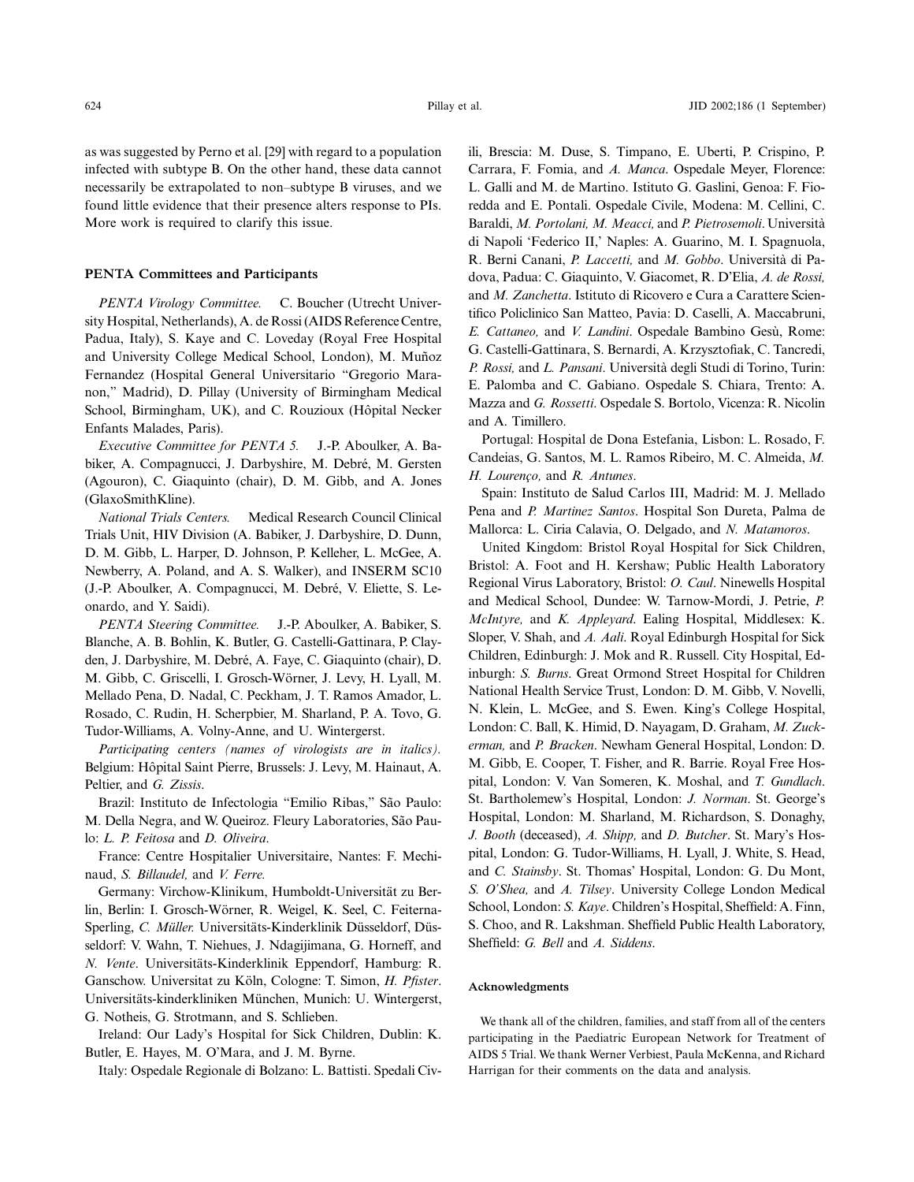as was suggested by Perno et al. [29] with regard to a population infected with subtype B. On the other hand, these data cannot necessarily be extrapolated to non–subtype B viruses, and we found little evidence that their presence alters response to PIs. More work is required to clarify this issue.

## PENTA Committees and Participants

*PENTA Virology Committee.* C. Boucher (Utrecht University Hospital, Netherlands), A. de Rossi (AIDS Reference Centre, Padua, Italy), S. Kaye and C. Loveday (Royal Free Hospital and University College Medical School, London), M. Muñoz Fernandez (Hospital General Universitario "Gregorio Maranon," Madrid), D. Pillay (University of Birmingham Medical School, Birmingham, UK), and C. Rouzioux (Hôpital Necker Enfants Malades, Paris).

*Executive Committee for PENTA 5.* J.-P. Aboulker, A. Babiker, A. Compagnucci, J. Darbyshire, M. Debré, M. Gersten (Agouron), C. Giaquinto (chair), D. M. Gibb, and A. Jones (GlaxoSmithKline).

*National Trials Centers.* Medical Research Council Clinical Trials Unit, HIV Division (A. Babiker, J. Darbyshire, D. Dunn, D. M. Gibb, L. Harper, D. Johnson, P. Kelleher, L. McGee, A. Newberry, A. Poland, and A. S. Walker), and INSERM SC10 (J.-P. Aboulker, A. Compagnucci, M. Debré, V. Eliette, S. Leonardo, and Y. Saidi).

*PENTA Steering Committee.* J.-P. Aboulker, A. Babiker, S. Blanche, A. B. Bohlin, K. Butler, G. Castelli-Gattinara, P. Clayden, J. Darbyshire, M. Debré, A. Faye, C. Giaquinto (chair), D. M. Gibb, C. Griscelli, I. Grosch-Wörner, J. Levy, H. Lyall, M. Mellado Pena, D. Nadal, C. Peckham, J. T. Ramos Amador, L. Rosado, C. Rudin, H. Scherpbier, M. Sharland, P. A. Tovo, G. Tudor-Williams, A. Volny-Anne, and U. Wintergerst.

*Participating centers (names of virologists are in italics).* Belgium: Hôpital Saint Pierre, Brussels: J. Levy, M. Hainaut, A. Peltier, and *G. Zissis*.

Brazil: Instituto de Infectologia "Emilio Ribas," São Paulo: M. Della Negra, and W. Queiroz. Fleury Laboratories, São Paulo: *L. P. Feitosa* and *D. Oliveira*.

France: Centre Hospitalier Universitaire, Nantes: F. Mechinaud, *S. Billaudel,* and *V. Ferre.*

Germany: Virchow-Klinikum, Humboldt-Universität zu Berlin, Berlin: I. Grosch-Wörner, R. Weigel, K. Seel, C. Feiterna-Sperling, *C. Müller.* Universitäts-Kinderklinik Düsseldorf, Düsseldorf: V. Wahn, T. Niehues, J. Ndagijimana, G. Horneff, and *N. Vente*. Universitäts-Kinderklinik Eppendorf, Hamburg: R. Ganschow. Universitat zu Köln, Cologne: T. Simon, *H. Pfister*. Universitäts-kinderkliniken München, Munich: U. Wintergerst, G. Notheis, G. Strotmann, and S. Schlieben.

Ireland: Our Lady's Hospital for Sick Children, Dublin: K. Butler, E. Hayes, M. O'Mara, and J. M. Byrne.

Italy: Ospedale Regionale di Bolzano: L. Battisti. Spedali Civili, Brescia: M. Duse, S. Timpano, E. Uberti, P. Crispino, P. Carrara, F. Fomia, and *A. Manca*. Ospedale Meyer, Florence: L. Galli and M. de Martino. Istituto G. Gaslini, Genoa: F. Fioredda and E. Pontali. Ospedale Civile, Modena: M. Cellini, C. Baraldi, *M. Portolani, M. Meacci,* and *P. Pietrosemoli*. Università di Napoli 'Federico II,' Naples: A. Guarino, M. I. Spagnuola, R. Berni Canani, *P. Laccetti,* and *M. Gobbo*. Università di Padova, Padua: C. Giaquinto, V. Giacomet, R. D'Elia, *A. de Rossi,* and *M. Zanchetta*. Istituto di Ricovero e Cura a Carattere Scientifico Policlinico San Matteo, Pavia: D. Caselli, A. Maccabruni, *E. Cattaneo,* and *V. Landini*. Ospedale Bambino Gesù, Rome: G. Castelli-Gattinara, S. Bernardi, A. Krzysztofiak, C. Tancredi, *P. Rossi,* and *L. Pansani*. Università degli Studi di Torino, Turin: E. Palomba and C. Gabiano. Ospedale S. Chiara, Trento: A. Mazza and *G. Rossetti*. Ospedale S. Bortolo, Vicenza: R. Nicolin and A. Timillero.

Portugal: Hospital de Dona Estefania, Lisbon: L. Rosado, F. Candeias, G. Santos, M. L. Ramos Ribeiro, M. C. Almeida, *M. H. Lourenço,* and *R. Antunes*.

Spain: Instituto de Salud Carlos III, Madrid: M. J. Mellado Pena and *P. Martinez Santos*. Hospital Son Dureta, Palma de Mallorca: L. Ciria Calavia, O. Delgado, and *N. Matamoros*.

United Kingdom: Bristol Royal Hospital for Sick Children, Bristol: A. Foot and H. Kershaw; Public Health Laboratory Regional Virus Laboratory, Bristol: *O. Caul*. Ninewells Hospital and Medical School, Dundee: W. Tarnow-Mordi, J. Petrie, *P. McIntyre,* and *K. Appleyard*. Ealing Hospital, Middlesex: K. Sloper, V. Shah, and *A. Aali*. Royal Edinburgh Hospital for Sick Children, Edinburgh: J. Mok and R. Russell. City Hospital, Edinburgh: *S. Burns*. Great Ormond Street Hospital for Children National Health Service Trust, London: D. M. Gibb, V. Novelli, N. Klein, L. McGee, and S. Ewen. King's College Hospital, London: C. Ball, K. Himid, D. Nayagam, D. Graham, *M. Zuckerman,* and *P. Bracken*. Newham General Hospital, London: D. M. Gibb, E. Cooper, T. Fisher, and R. Barrie. Royal Free Hospital, London: V. Van Someren, K. Moshal, and *T. Gundlach*. St. Bartholemew's Hospital, London: *J. Norman*. St. George's Hospital, London: M. Sharland, M. Richardson, S. Donaghy, *J. Booth* (deceased), *A. Shipp,* and *D. Butcher*. St. Mary's Hospital, London: G. Tudor-Williams, H. Lyall, J. White, S. Head, and *C. Stainsby*. St. Thomas' Hospital, London: G. Du Mont, *S. O'Shea,* and *A. Tilsey*. University College London Medical School, London: *S. Kaye*. Children's Hospital, Sheffield: A. Finn, S. Choo, and R. Lakshman. Sheffield Public Health Laboratory, Sheffield: *G. Bell* and *A. Siddens*.

## Acknowledgments

We thank all of the children, families, and staff from all of the centers participating in the Paediatric European Network for Treatment of AIDS 5 Trial. We thank Werner Verbiest, Paula McKenna, and Richard Harrigan for their comments on the data and analysis.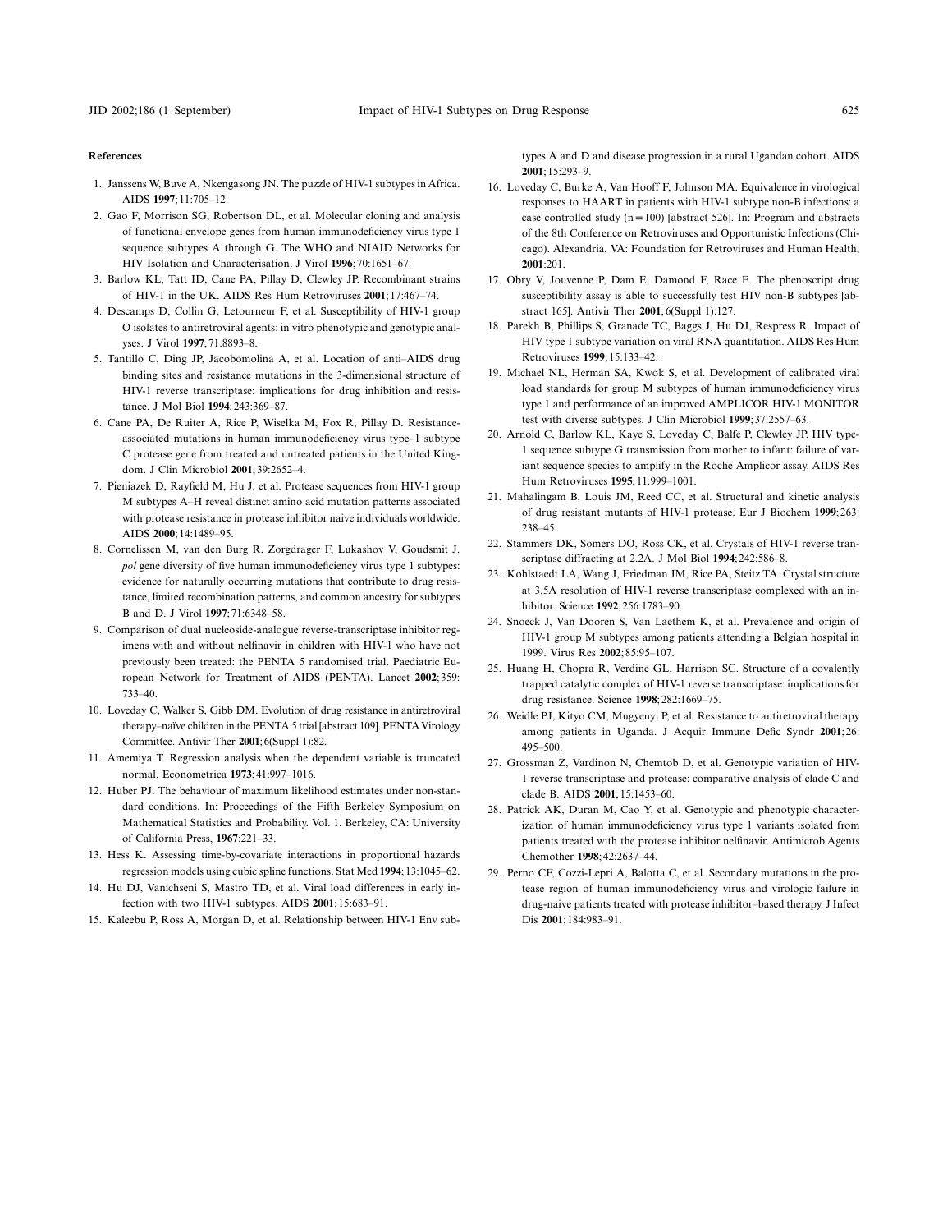## References

1. Janssens W, Buve A, Nkengasong JN. The puzzle of HIV-1 subtypes in Africa. AIDS **1997**;11:705–12.
2. Gao F, Morrison SG, Robertson DL, et al. Molecular cloning and analysis of functional envelope genes from human immunodeficiency virus type 1 sequence subtypes A through G. The WHO and NIAID Networks for HIV Isolation and Characterisation. J Virol **1996**;70:1651–67.
3. Barlow KL, Tatt ID, Cane PA, Pillay D, Clewley JP. Recombinant strains of HIV-1 in the UK. AIDS Res Hum Retroviruses **2001**;17:467–74.
4. Descamps D, Collin G, Letourneur F, et al. Susceptibility of HIV-1 group O isolates to antiretroviral agents: in vitro phenotypic and genotypic analyses. J Virol **1997**;71:8893–8.
5. Tantillo C, Ding JP, Jacobomolina A, et al. Location of anti–AIDS drug binding sites and resistance mutations in the 3-dimensional structure of HIV-1 reverse transcriptase: implications for drug inhibition and resistance. J Mol Biol **1994**;243:369–87.
6. Cane PA, De Ruiter A, Rice P, Wiselka M, Fox R, Pillay D. Resistance-associated mutations in human immunodeficiency virus type–1 subtype C protease gene from treated and untreated patients in the United Kingdom. J Clin Microbiol **2001**;39:2652–4.
7. Pieniazek D, Rayfield M, Hu J, et al. Protease sequences from HIV-1 group M subtypes A–H reveal distinct amino acid mutation patterns associated with protease resistance in protease inhibitor naive individuals worldwide. AIDS **2000**;14:1489–95.
8. Cornelissen M, van den Burg R, Zorgdrager F, Lukashov V, Goudsmit J. *pol* gene diversity of five human immunodeficiency virus type 1 subtypes: evidence for naturally occurring mutations that contribute to drug resistance, limited recombination patterns, and common ancestry for subtypes B and D. J Virol **1997**;71:6348–58.
9. Comparison of dual nucleoside-analogue reverse-transcriptase inhibitor regimens with and without nelfinavir in children with HIV-1 who have not previously been treated: the PENTA 5 randomised trial. Paediatric European Network for Treatment of AIDS (PENTA). Lancet **2002**;359: 733–40.
10. Loveday C, Walker S, Gibb DM. Evolution of drug resistance in antiretroviral therapy–naïve children in the PENTA 5 trial [abstract 109]. PENTA Virology Committee. Antivir Ther **2001**;6(Suppl 1):82.
11. Amemiya T. Regression analysis when the dependent variable is truncated normal. Econometrica **1973**;41:997–1016.
12. Huber PJ. The behaviour of maximum likelihood estimates under non-standard conditions. In: Proceedings of the Fifth Berkeley Symposium on Mathematical Statistics and Probability. Vol. 1. Berkeley, CA: University of California Press, **1967**:221–33.
13. Hess K. Assessing time-by-covariate interactions in proportional hazards regression models using cubic spline functions. Stat Med **1994**;13:1045–62.
14. Hu DJ, Vanichseni S, Mastro TD, et al. Viral load differences in early infection with two HIV-1 subtypes. AIDS **2001**;15:683–91.
15. Kaleebu P, Ross A, Morgan D, et al. Relationship between HIV-1 Env subtypes A and D and disease progression in a rural Ugandan cohort. AIDS **2001**;15:293–9.
16. Loveday C, Burke A, Van Hooff F, Johnson MA. Equivalence in virological responses to HAART in patients with HIV-1 subtype non-B infections: a case controlled study (n = 100) [abstract 526]. In: Program and abstracts of the 8th Conference on Retroviruses and Opportunistic Infections (Chicago). Alexandria, VA: Foundation for Retroviruses and Human Health, **2001**:201.
17. Obry V, Jouvenne P, Dam E, Damond F, Race E. The phenoscript drug susceptibility assay is able to successfully test HIV non-B subtypes [abstract 165]. Antivir Ther **2001**;6(Suppl 1):127.
18. Parekh B, Phillips S, Granade TC, Baggs J, Hu DJ, Respress R. Impact of HIV type 1 subtype variation on viral RNA quantitation. AIDS Res Hum Retroviruses **1999**;15:133–42.
19. Michael NL, Herman SA, Kwok S, et al. Development of calibrated viral load standards for group M subtypes of human immunodeficiency virus type 1 and performance of an improved AMPLICOR HIV-1 MONITOR test with diverse subtypes. J Clin Microbiol **1999**;37:2557–63.
20. Arnold C, Barlow KL, Kaye S, Loveday C, Balfe P, Clewley JP. HIV type-1 sequence subtype G transmission from mother to infant: failure of variant sequence species to amplify in the Roche Amplicor assay. AIDS Res Hum Retroviruses **1995**;11:999–1001.
21. Mahalingam B, Louis JM, Reed CC, et al. Structural and kinetic analysis of drug resistant mutants of HIV-1 protease. Eur J Biochem **1999**;263: 238–45.
22. Stammers DK, Somers DO, Ross CK, et al. Crystals of HIV-1 reverse transcriptase diffracting at 2.2A. J Mol Biol **1994**;242:586–8.
23. Kohlstaedt LA, Wang J, Friedman JM, Rice PA, Steitz TA. Crystal structure at 3.5A resolution of HIV-1 reverse transcriptase complexed with an inhibitor. Science **1992**;256:1783–90.
24. Snoeck J, Van Dooren S, Van Laethem K, et al. Prevalence and origin of HIV-1 group M subtypes among patients attending a Belgian hospital in 1999. Virus Res **2002**;85:95–107.
25. Huang H, Chopra R, Verdine GL, Harrison SC. Structure of a covalently trapped catalytic complex of HIV-1 reverse transcriptase: implications for drug resistance. Science **1998**;282:1669–75.
26. Weidle PJ, Kityo CM, Mugyenyi P, et al. Resistance to antiretroviral therapy among patients in Uganda. J Acquir Immune Defic Syndr **2001**;26: 495–500.
27. Grossman Z, Vardinon N, Chemtob D, et al. Genotypic variation of HIV-1 reverse transcriptase and protease: comparative analysis of clade C and clade B. AIDS **2001**;15:1453–60.
28. Patrick AK, Duran M, Cao Y, et al. Genotypic and phenotypic characterization of human immunodeficiency virus type 1 variants isolated from patients treated with the protease inhibitor nelfinavir. Antimicrob Agents Chemother **1998**;42:2637–44.
29. Perno CF, Cozzi-Lepri A, Balotta C, et al. Secondary mutations in the protease region of human immunodeficiency virus and virologic failure in drug-naive patients treated with protease inhibitor–based therapy. J Infect Dis **2001**;184:983–91.